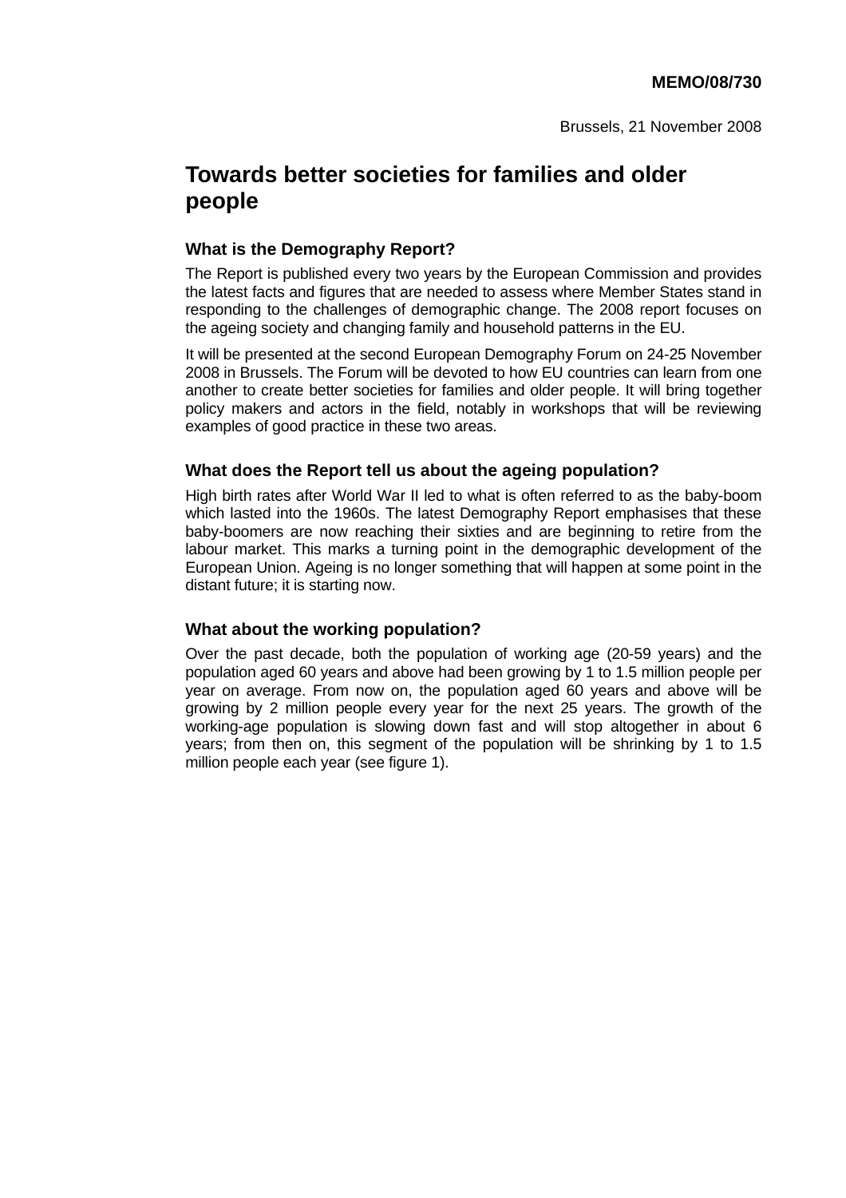**MEMO/08/730**

Brussels, 21 November 2008

# Towards better societies for families and older people

### What is the Demography Report?

The Report is published every two years by the European Commission and provides the latest facts and figures that are needed to assess where Member States stand in responding to the challenges of demographic change. The 2008 report focuses on the ageing society and changing family and household patterns in the EU.

It will be presented at the second European Demography Forum on 24-25 November 2008 in Brussels. The Forum will be devoted to how EU countries can learn from one another to create better societies for families and older people. It will bring together policy makers and actors in the field, notably in workshops that will be reviewing examples of good practice in these two areas.

### What does the Report tell us about the ageing population?

High birth rates after World War II led to what is often referred to as the baby-boom which lasted into the 1960s. The latest Demography Report emphasises that these baby-boomers are now reaching their sixties and are beginning to retire from the labour market. This marks a turning point in the demographic development of the European Union. Ageing is no longer something that will happen at some point in the distant future; it is starting now.

### What about the working population?

Over the past decade, both the population of working age (20-59 years) and the population aged 60 years and above had been growing by 1 to 1.5 million people per year on average. From now on, the population aged 60 years and above will be growing by 2 million people every year for the next 25 years. The growth of the working-age population is slowing down fast and will stop altogether in about 6 years; from then on, this segment of the population will be shrinking by 1 to 1.5 million people each year (see figure 1).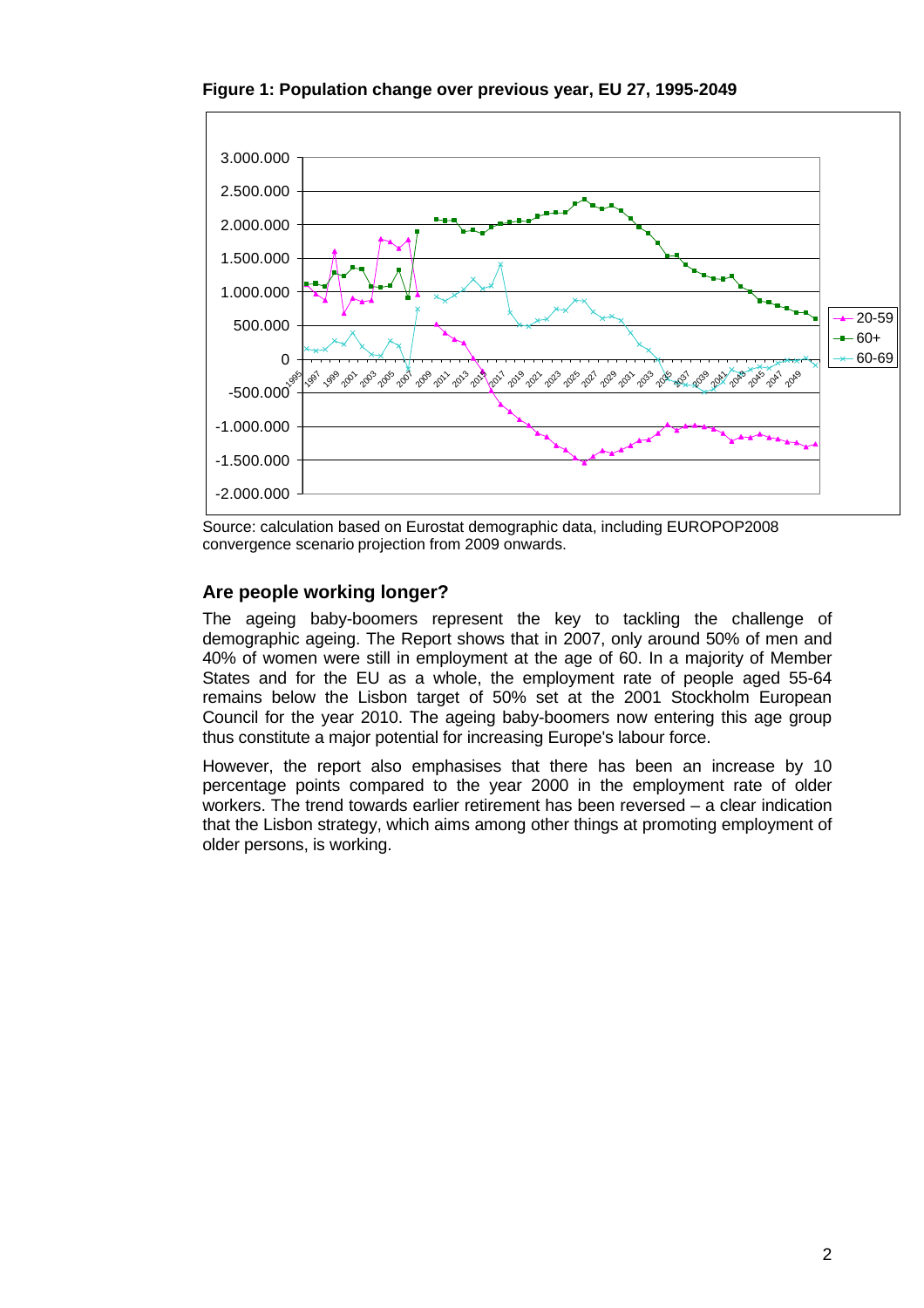**Figure 1: Population change over previous year, EU 27, 1995-2049**

Source: calculation based on Eurostat demographic data, including EUROPOP2008 convergence scenario projection from 2009 onwards.

## Are people working longer?

The ageing baby-boomers represent the key to tackling the challenge of demographic ageing. The Report shows that in 2007, only around 50% of men and 40% of women were still in employment at the age of 60. In a majority of Member States and for the EU as a whole, the employment rate of people aged 55-64 remains below the Lisbon target of 50% set at the 2001 Stockholm European Council for the year 2010. The ageing baby-boomers now entering this age group thus constitute a major potential for increasing Europe's labour force.

However, the report also emphasises that there has been an increase by 10 percentage points compared to the year 2000 in the employment rate of older workers. The trend towards earlier retirement has been reversed – a clear indication that the Lisbon strategy, which aims among other things at promoting employment of older persons, is working.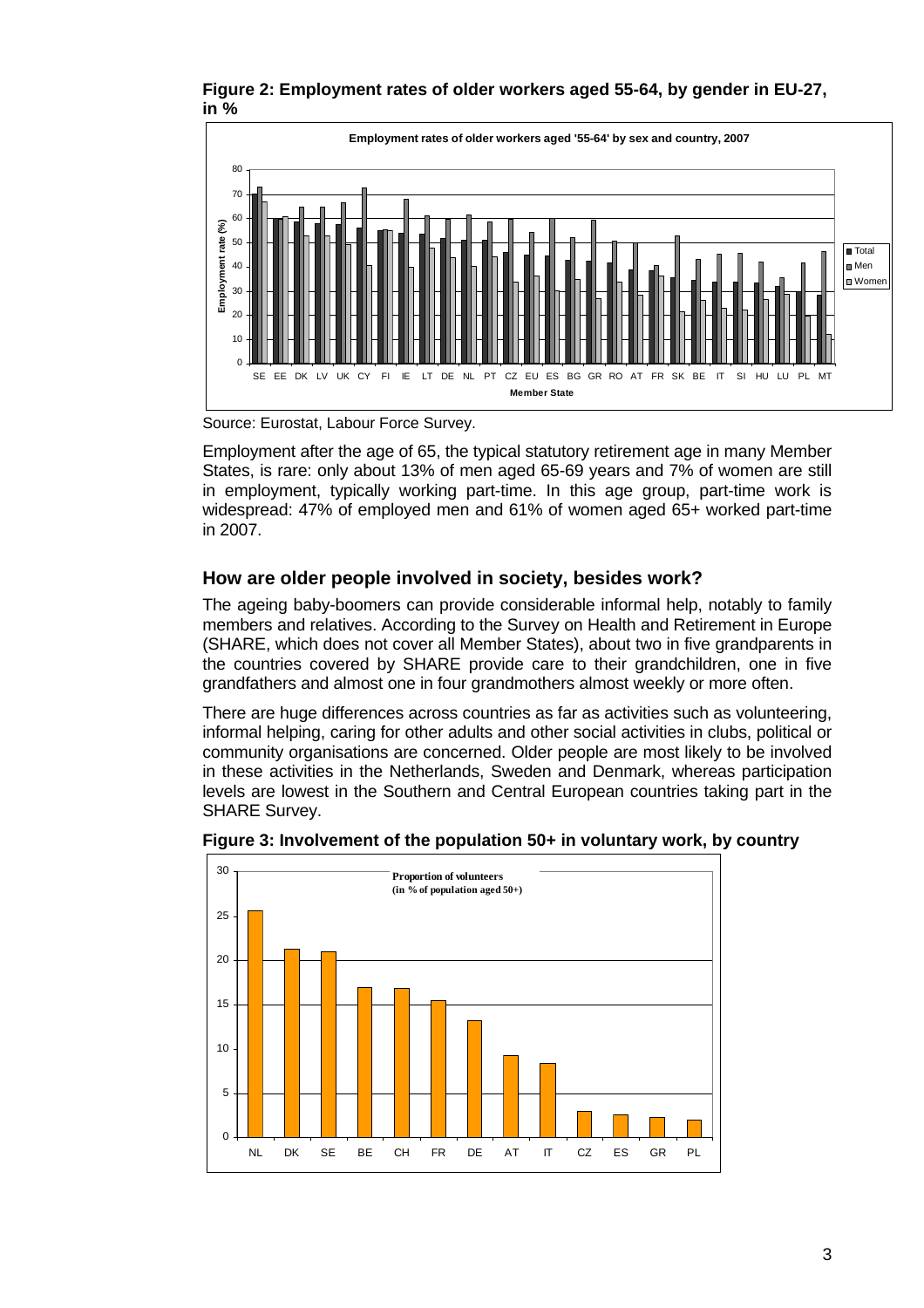**Figure 2: Employment rates of older workers aged 55-64, by gender in EU-27, in %**

Source: Eurostat, Labour Force Survey.

Employment after the age of 65, the typical statutory retirement age in many Member States, is rare: only about 13% of men aged 65-69 years and 7% of women are still in employment, typically working part-time. In this age group, part-time work is widespread: 47% of employed men and 61% of women aged 65+ worked part-time in 2007.

## How are older people involved in society, besides work?

The ageing baby-boomers can provide considerable informal help, notably to family members and relatives. According to the Survey on Health and Retirement in Europe (SHARE, which does not cover all Member States), about two in five grandparents in the countries covered by SHARE provide care to their grandchildren, one in five grandfathers and almost one in four grandmothers almost weekly or more often.

There are huge differences across countries as far as activities such as volunteering, informal helping, caring for other adults and other social activities in clubs, political or community organisations are concerned. Older people are most likely to be involved in these activities in the Netherlands, Sweden and Denmark, whereas participation levels are lowest in the Southern and Central European countries taking part in the SHARE Survey.

**Figure 3: Involvement of the population 50+ in voluntary work, by country**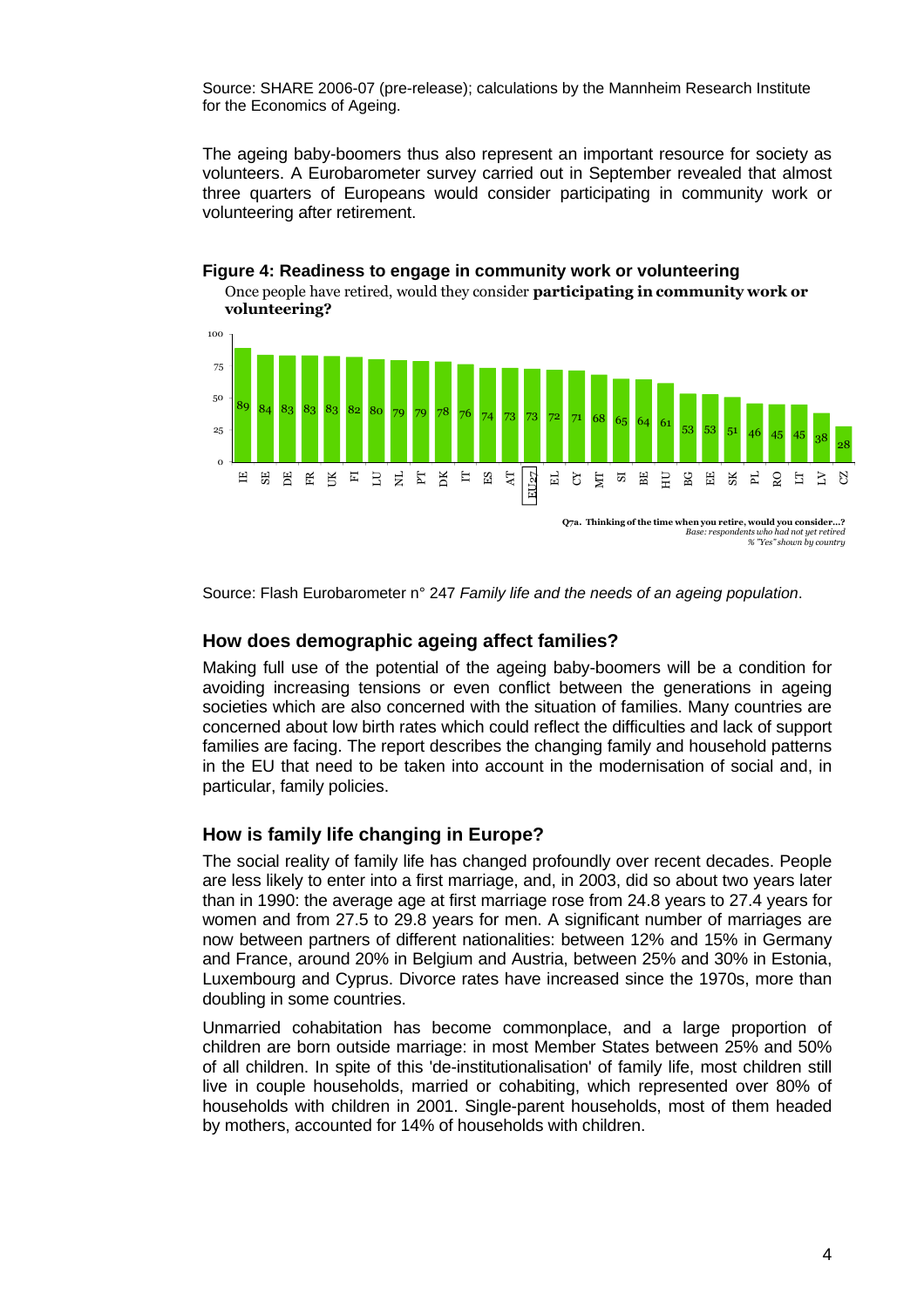Source: SHARE 2006-07 (pre-release); calculations by the Mannheim Research Institute for the Economics of Ageing.

The ageing baby-boomers thus also represent an important resource for society as volunteers. A Eurobarometer survey carried out in September revealed that almost three quarters of Europeans would consider participating in community work or volunteering after retirement.

**Figure 4: Readiness to engage in community work or volunteering**

Once people have retired, would they consider **participating in community work or volunteering?**

| IE | SE | DE | FR | UK | FI | LU | NL | PT | DK | IT | ES | AT | EU27 | EL | CY | MT | SI | BE | HU | BG | EE | SK | PL | RO | LT | LV | CZ |
|---|---|---|---|---|---|---|---|---|---|---|---|---|---|---|---|---|---|---|---|---|---|---|---|---|---|---|---|
| 89 | 84 | 83 | 83 | 83 | 82 | 80 | 79 | 79 | 78 | 76 | 74 | 73 | 73 | 72 | 71 | 68 | 65 | 64 | 61 | 53 | 53 | 51 | 46 | 45 | 45 | 38 | 28 |

**Q7a. Thinking of the time when you retire, would you consider...?**
*Base: respondents who had not yet retired*
*% "Yes" shown by country*

Source: Flash Eurobarometer n° 247 *Family life and the needs of an ageing population*.

### How does demographic ageing affect families?

Making full use of the potential of the ageing baby-boomers will be a condition for avoiding increasing tensions or even conflict between the generations in ageing societies which are also concerned with the situation of families. Many countries are concerned about low birth rates which could reflect the difficulties and lack of support families are facing. The report describes the changing family and household patterns in the EU that need to be taken into account in the modernisation of social and, in particular, family policies.

### How is family life changing in Europe?

The social reality of family life has changed profoundly over recent decades. People are less likely to enter into a first marriage, and, in 2003, did so about two years later than in 1990: the average age at first marriage rose from 24.8 years to 27.4 years for women and from 27.5 to 29.8 years for men. A significant number of marriages are now between partners of different nationalities: between 12% and 15% in Germany and France, around 20% in Belgium and Austria, between 25% and 30% in Estonia, Luxembourg and Cyprus. Divorce rates have increased since the 1970s, more than doubling in some countries.

Unmarried cohabitation has become commonplace, and a large proportion of children are born outside marriage: in most Member States between 25% and 50% of all children. In spite of this 'de-institutionalisation' of family life, most children still live in couple households, married or cohabiting, which represented over 80% of households with children in 2001. Single-parent households, most of them headed by mothers, accounted for 14% of households with children.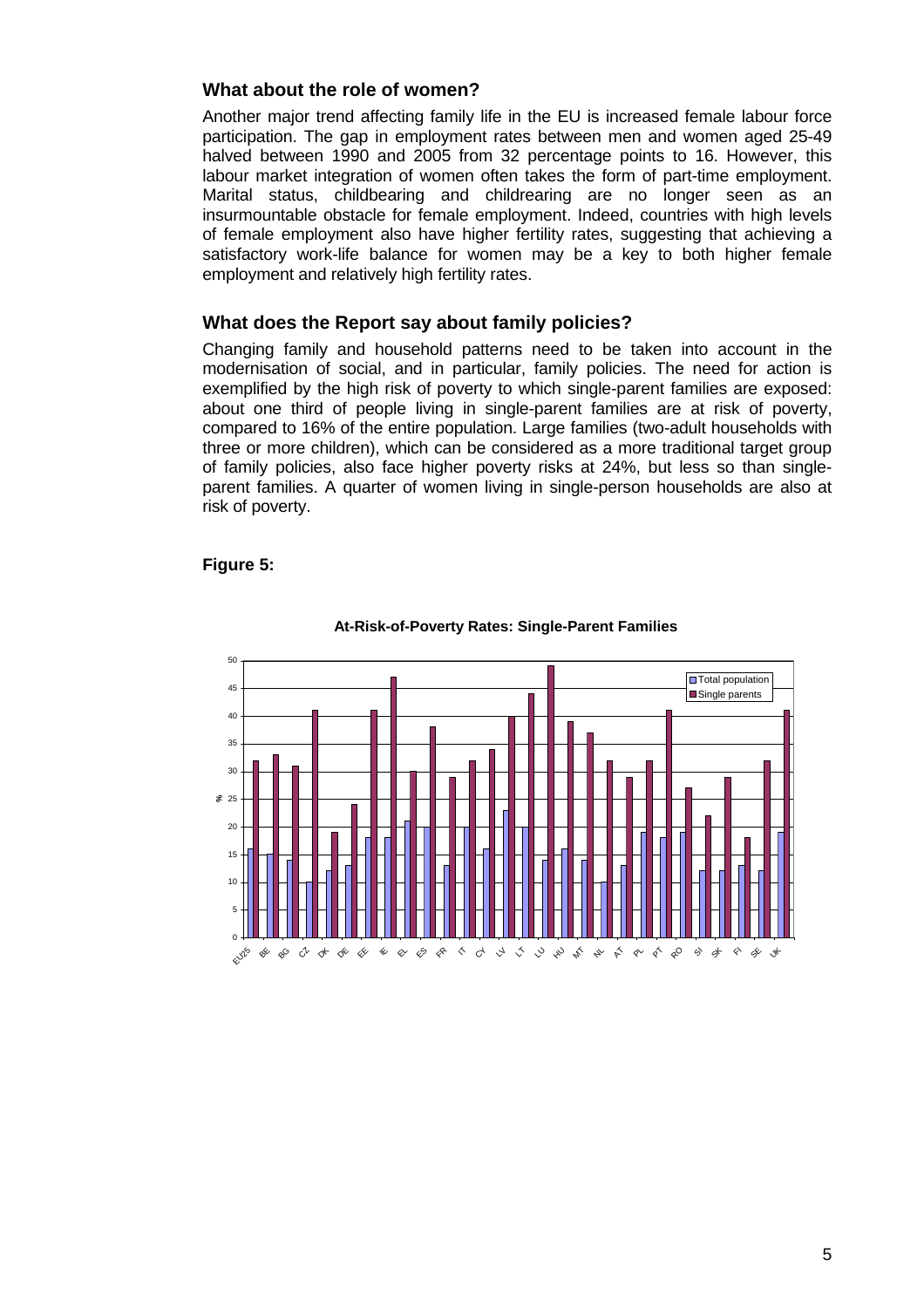## What about the role of women?

Another major trend affecting family life in the EU is increased female labour force participation. The gap in employment rates between men and women aged 25-49 halved between 1990 and 2005 from 32 percentage points to 16. However, this labour market integration of women often takes the form of part-time employment. Marital status, childbearing and childrearing are no longer seen as an insurmountable obstacle for female employment. Indeed, countries with high levels of female employment also have higher fertility rates, suggesting that achieving a satisfactory work-life balance for women may be a key to both higher female employment and relatively high fertility rates.

## What does the Report say about family policies?

Changing family and household patterns need to be taken into account in the modernisation of social, and in particular, family policies. The need for action is exemplified by the high risk of poverty to which single-parent families are exposed: about one third of people living in single-parent families are at risk of poverty, compared to 16% of the entire population. Large families (two-adult households with three or more children), which can be considered as a more traditional target group of family policies, also face higher poverty risks at 24%, but less so than single-parent families. A quarter of women living in single-person households are also at risk of poverty.

**Figure 5:**

**At-Risk-of-Poverty Rates: Single-Parent Families**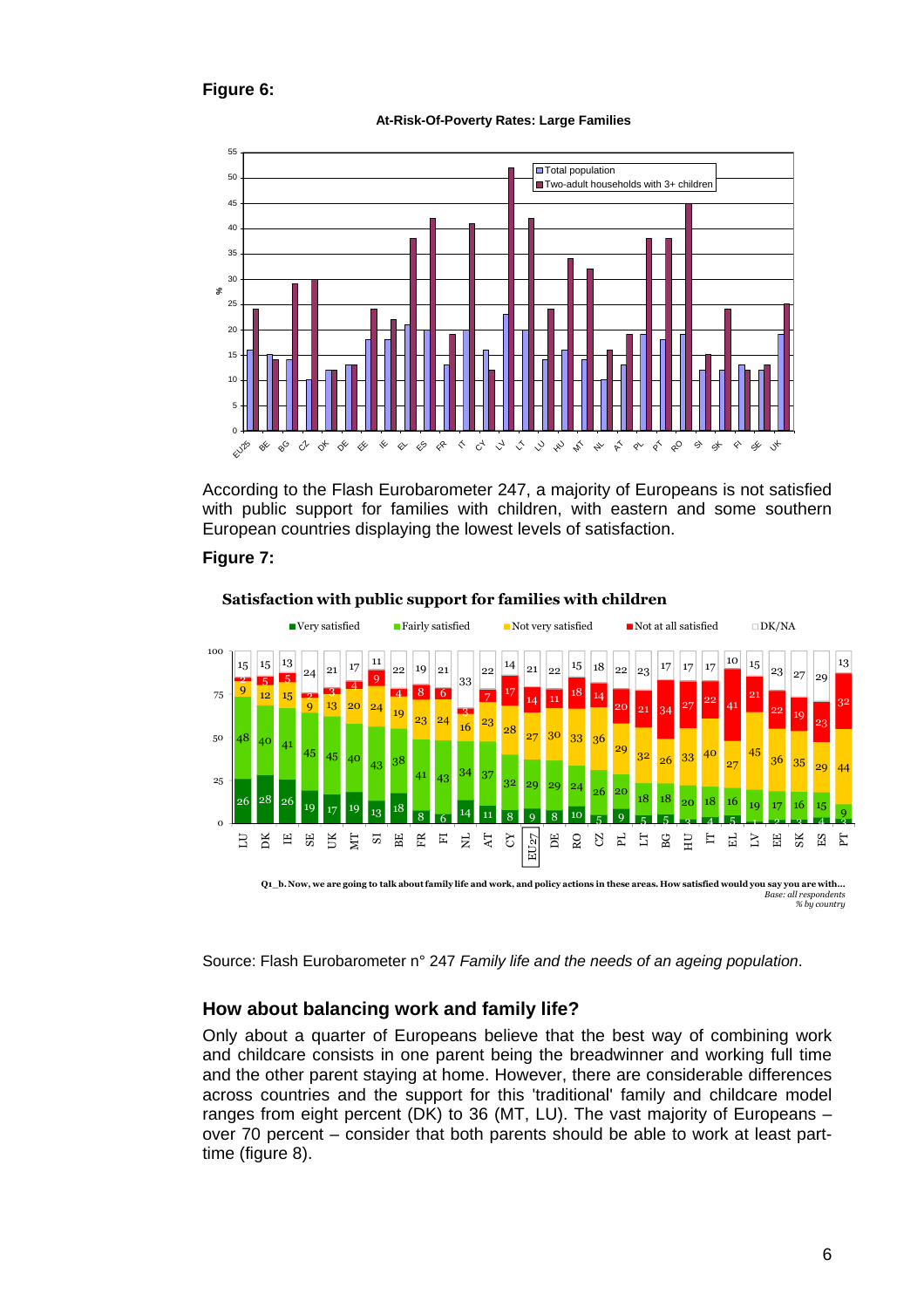**Figure 6:**

At-Risk-Of-Poverty Rates: Large Families

According to the Flash Eurobarometer 247, a majority of Europeans is not satisfied with public support for families with children, with eastern and some southern European countries displaying the lowest levels of satisfaction.

**Figure 7:**

Satisfaction with public support for families with children

Q1_b. Now, we are going to talk about family life and work, and policy actions in these areas. How satisfied would you say you are with...
*Base: all respondents*
*% by country*

Source: Flash Eurobarometer n° 247 *Family life and the needs of an ageing population*.

## How about balancing work and family life?

Only about a quarter of Europeans believe that the best way of combining work and childcare consists in one parent being the breadwinner and working full time and the other parent staying at home. However, there are considerable differences across countries and the support for this 'traditional' family and childcare model ranges from eight percent (DK) to 36 (MT, LU). The vast majority of Europeans – over 70 percent – consider that both parents should be able to work at least part-time (figure 8).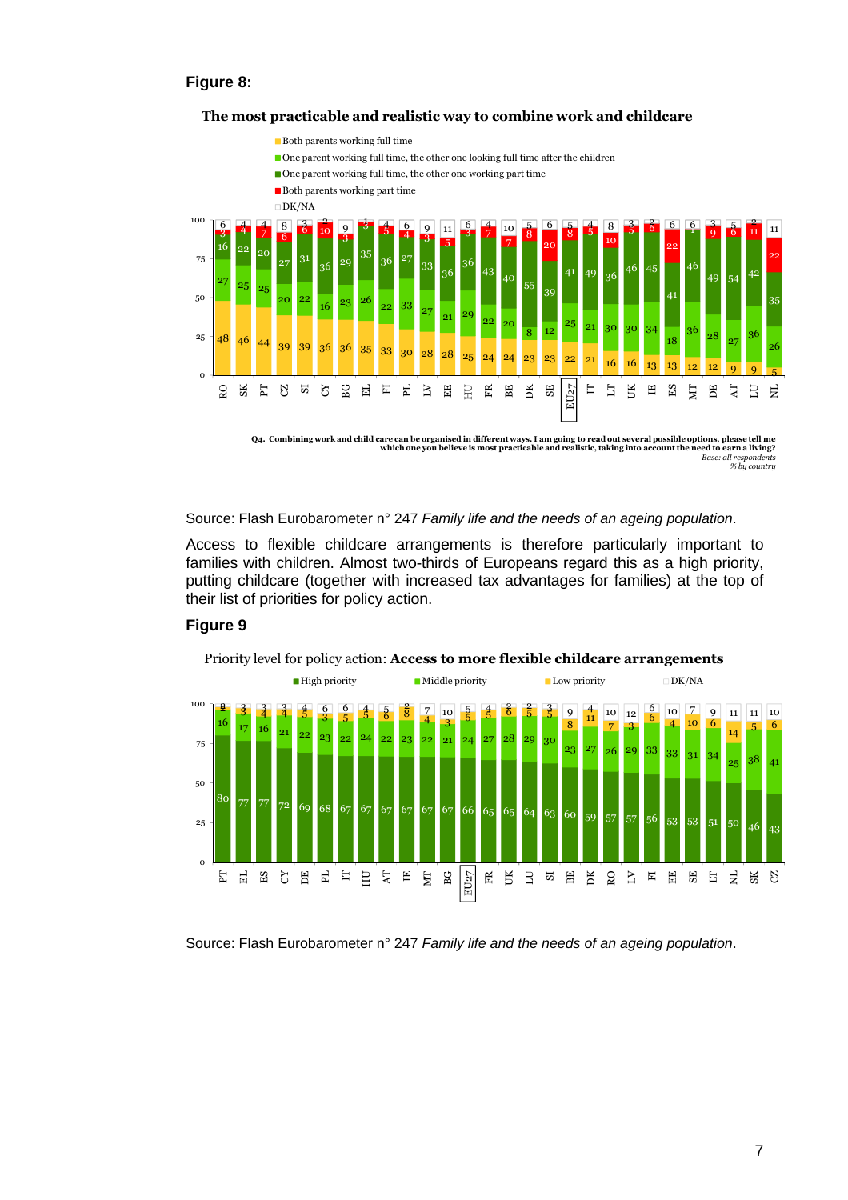**Figure 8:**

**The most practicable and realistic way to combine work and childcare**

Both parents working full time
One parent working full time, the other one looking full time after the children
One parent working full time, the other one working part time
Both parents working part time
DK/NA

**Q4. Combining work and child care can be organised in different ways. I am going to read out several possible options, please tell me which one you believe is most practicable and realistic, taking into account the need to earn a living?**
*Base: all respondents*
*% by country*

Source: Flash Eurobarometer n° 247 *Family life and the needs of an ageing population*.

Access to flexible childcare arrangements is therefore particularly important to families with children. Almost two-thirds of Europeans regard this as a high priority, putting childcare (together with increased tax advantages for families) at the top of their list of priorities for policy action.

**Figure 9**

Priority level for policy action: **Access to more flexible childcare arrangements**

High priority
Middle priority
Low priority
DK/NA

Source: Flash Eurobarometer n° 247 *Family life and the needs of an ageing population*.